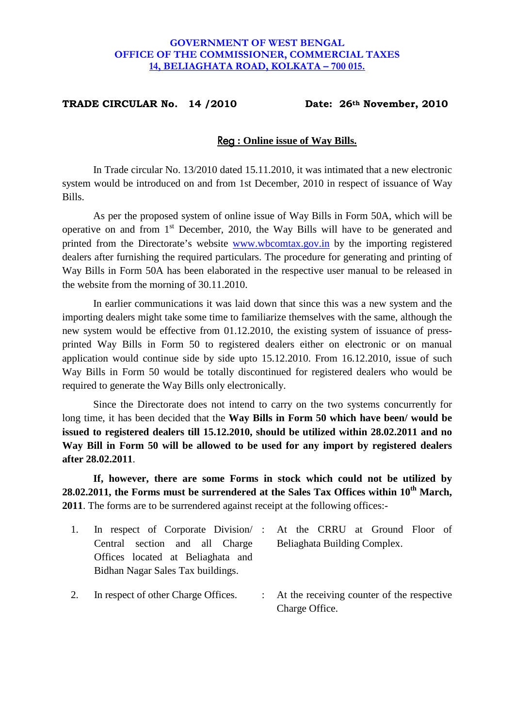**GOVERNMENT OF WEST BENGAL**
**OFFICE OF THE COMMISSIONER, COMMERCIAL TAXES**
**14, BELIAGHATA ROAD, KOLKATA – 700 015.**

**TRADE CIRCULAR No. 14 /2010** **Date: 26th November, 2010**

**Reg : Online issue of Way Bills.**

In Trade circular No. 13/2010 dated 15.11.2010, it was intimated that a new electronic system would be introduced on and from 1st December, 2010 in respect of issuance of Way Bills.

As per the proposed system of online issue of Way Bills in Form 50A, which will be operative on and from 1st December, 2010, the Way Bills will have to be generated and printed from the Directorate's website www.wbcomtax.gov.in by the importing registered dealers after furnishing the required particulars. The procedure for generating and printing of Way Bills in Form 50A has been elaborated in the respective user manual to be released in the website from the morning of 30.11.2010.

In earlier communications it was laid down that since this was a new system and the importing dealers might take some time to familiarize themselves with the same, although the new system would be effective from 01.12.2010, the existing system of issuance of press-printed Way Bills in Form 50 to registered dealers either on electronic or on manual application would continue side by side upto 15.12.2010. From 16.12.2010, issue of such Way Bills in Form 50 would be totally discontinued for registered dealers who would be required to generate the Way Bills only electronically.

Since the Directorate does not intend to carry on the two systems concurrently for long time, it has been decided that the **Way Bills in Form 50 which have been/ would be issued to registered dealers till 15.12.2010, should be utilized within 28.02.2011 and no Way Bill in Form 50 will be allowed to be used for any import by registered dealers after 28.02.2011**.

**If, however, there are some Forms in stock which could not be utilized by 28.02.2011, the Forms must be surrendered at the Sales Tax Offices within 10th March, 2011**. The forms are to be surrendered against receipt at the following offices:-

1. In respect of Corporate Division/ Central section and all Charge Offices located at Beliaghata and Bidhan Nagar Sales Tax buildings. : At the CRRU at Ground Floor of Beliaghata Building Complex.

2. In respect of other Charge Offices. : At the receiving counter of the respective Charge Office.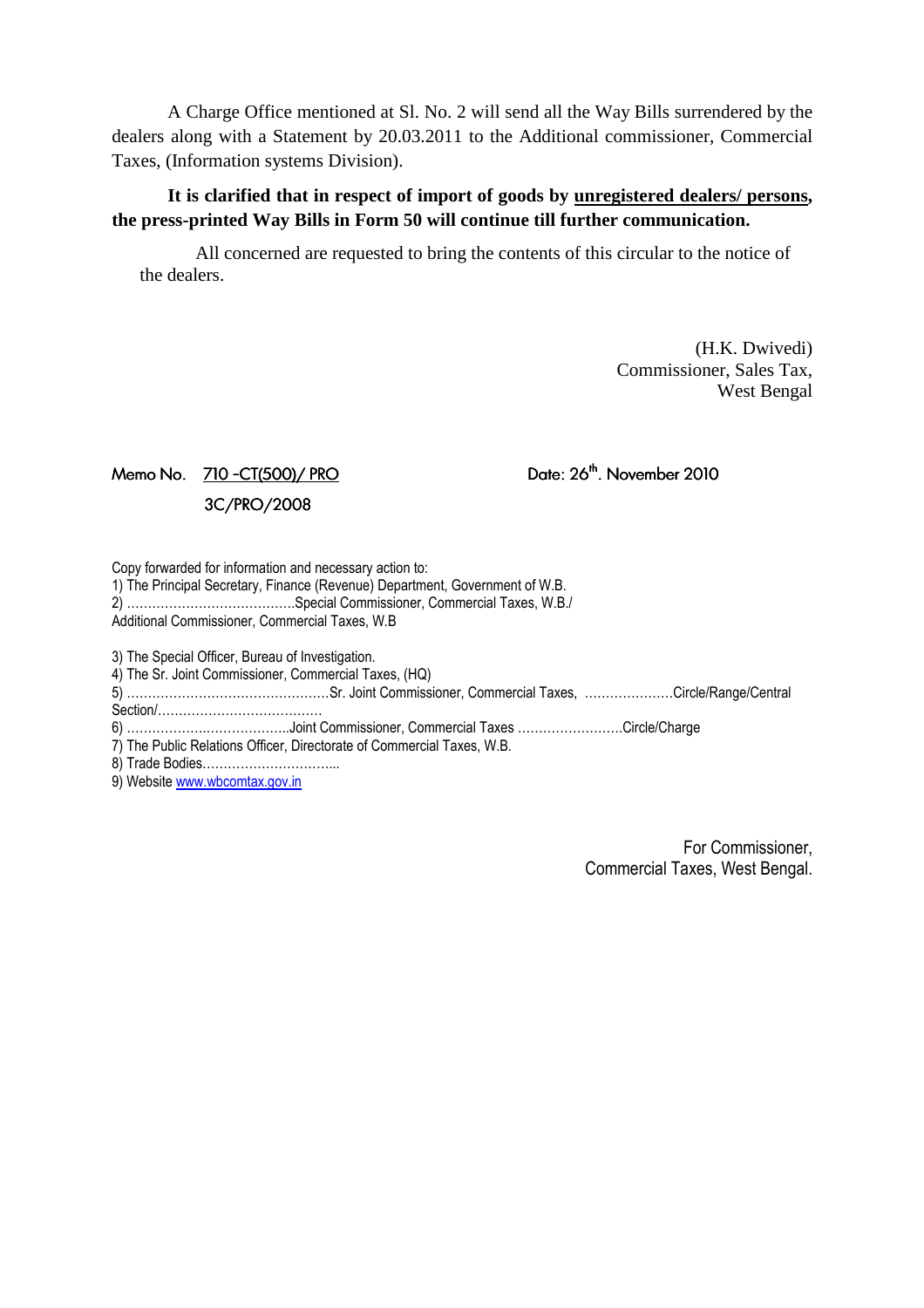A Charge Office mentioned at Sl. No. 2 will send all the Way Bills surrendered by the dealers along with a Statement by 20.03.2011 to the Additional commissioner, Commercial Taxes, (Information systems Division).

**It is clarified that in respect of import of goods by <u>unregistered dealers/ persons</u>, the press-printed Way Bills in Form 50 will continue till further communication.**

All concerned are requested to bring the contents of this circular to the notice of the dealers.

(H.K. Dwivedi)
Commissioner, Sales Tax,
West Bengal

Memo No. <u>710 -CT(500)/ PRO</u>
3C/PRO/2008

Date: 26th. November 2010

Copy forwarded for information and necessary action to:
1) The Principal Secretary, Finance (Revenue) Department, Government of W.B.
2) …………………………………Special Commissioner, Commercial Taxes, W.B./ Additional Commissioner, Commercial Taxes, W.B

3) The Special Officer, Bureau of Investigation.
4) The Sr. Joint Commissioner, Commercial Taxes, (HQ)
5) …………………………………………Sr. Joint Commissioner, Commercial Taxes, …………………Circle/Range/Central Section/…………………………………
6) ………………………………..Joint Commissioner, Commercial Taxes ……………………..Circle/Charge
7) The Public Relations Officer, Directorate of Commercial Taxes, W.B.
8) Trade Bodies…………………………...
9) Website www.wbcomtax.gov.in

For Commissioner,
Commercial Taxes, West Bengal.